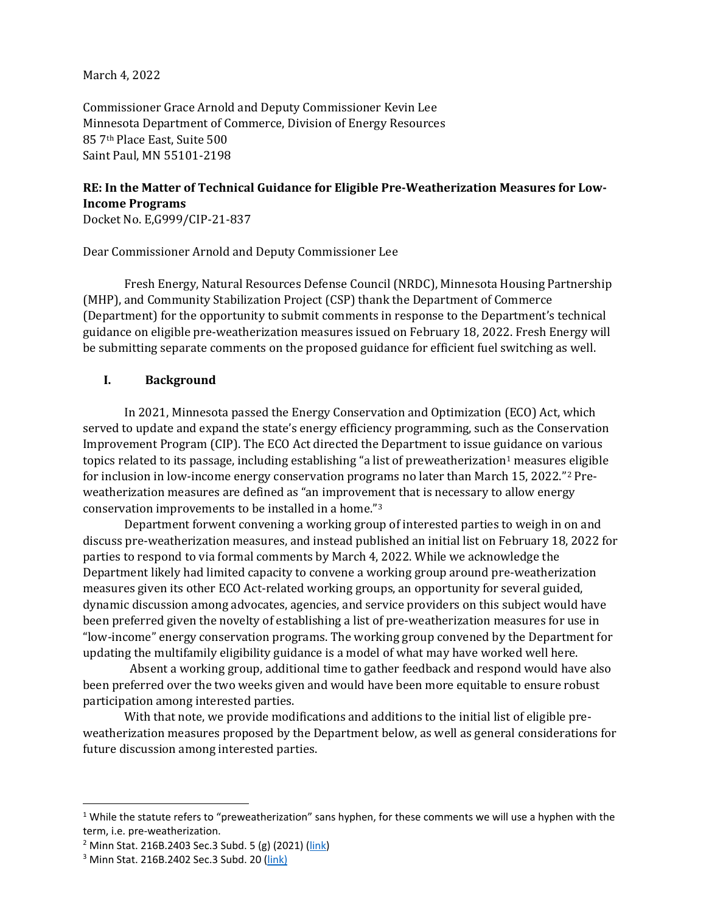March 4, 2022

Commissioner Grace Arnold and Deputy Commissioner Kevin Lee
Minnesota Department of Commerce, Division of Energy Resources
85 7th Place East, Suite 500
Saint Paul, MN 55101-2198

**RE: In the Matter of Technical Guidance for Eligible Pre-Weatherization Measures for Low-Income Programs**
Docket No. E,G999/CIP-21-837

Dear Commissioner Arnold and Deputy Commissioner Lee

Fresh Energy, Natural Resources Defense Council (NRDC), Minnesota Housing Partnership (MHP), and Community Stabilization Project (CSP) thank the Department of Commerce (Department) for the opportunity to submit comments in response to the Department's technical guidance on eligible pre-weatherization measures issued on February 18, 2022. Fresh Energy will be submitting separate comments on the proposed guidance for efficient fuel switching as well.

## I. Background

In 2021, Minnesota passed the Energy Conservation and Optimization (ECO) Act, which served to update and expand the state's energy efficiency programming, such as the Conservation Improvement Program (CIP). The ECO Act directed the Department to issue guidance on various topics related to its passage, including establishing "a list of preweatherization[1] measures eligible for inclusion in low-income energy conservation programs no later than March 15, 2022."[2] Pre-weatherization measures are defined as "an improvement that is necessary to allow energy conservation improvements to be installed in a home."[3]

Department forwent convening a working group of interested parties to weigh in on and discuss pre-weatherization measures, and instead published an initial list on February 18, 2022 for parties to respond to via formal comments by March 4, 2022. While we acknowledge the Department likely had limited capacity to convene a working group around pre-weatherization measures given its other ECO Act-related working groups, an opportunity for several guided, dynamic discussion among advocates, agencies, and service providers on this subject would have been preferred given the novelty of establishing a list of pre-weatherization measures for use in "low-income" energy conservation programs. The working group convened by the Department for updating the multifamily eligibility guidance is a model of what may have worked well here.

Absent a working group, additional time to gather feedback and respond would have also been preferred over the two weeks given and would have been more equitable to ensure robust participation among interested parties.

With that note, we provide modifications and additions to the initial list of eligible pre-weatherization measures proposed by the Department below, as well as general considerations for future discussion among interested parties.

---

[1] While the statute refers to "preweatherization" sans hyphen, for these comments we will use a hyphen with the term, i.e. pre-weatherization.

[2] Minn Stat. 216B.2403 Sec.3 Subd. 5 (g) (2021) (link)

[3] Minn Stat. 216B.2402 Sec.3 Subd. 20 (link)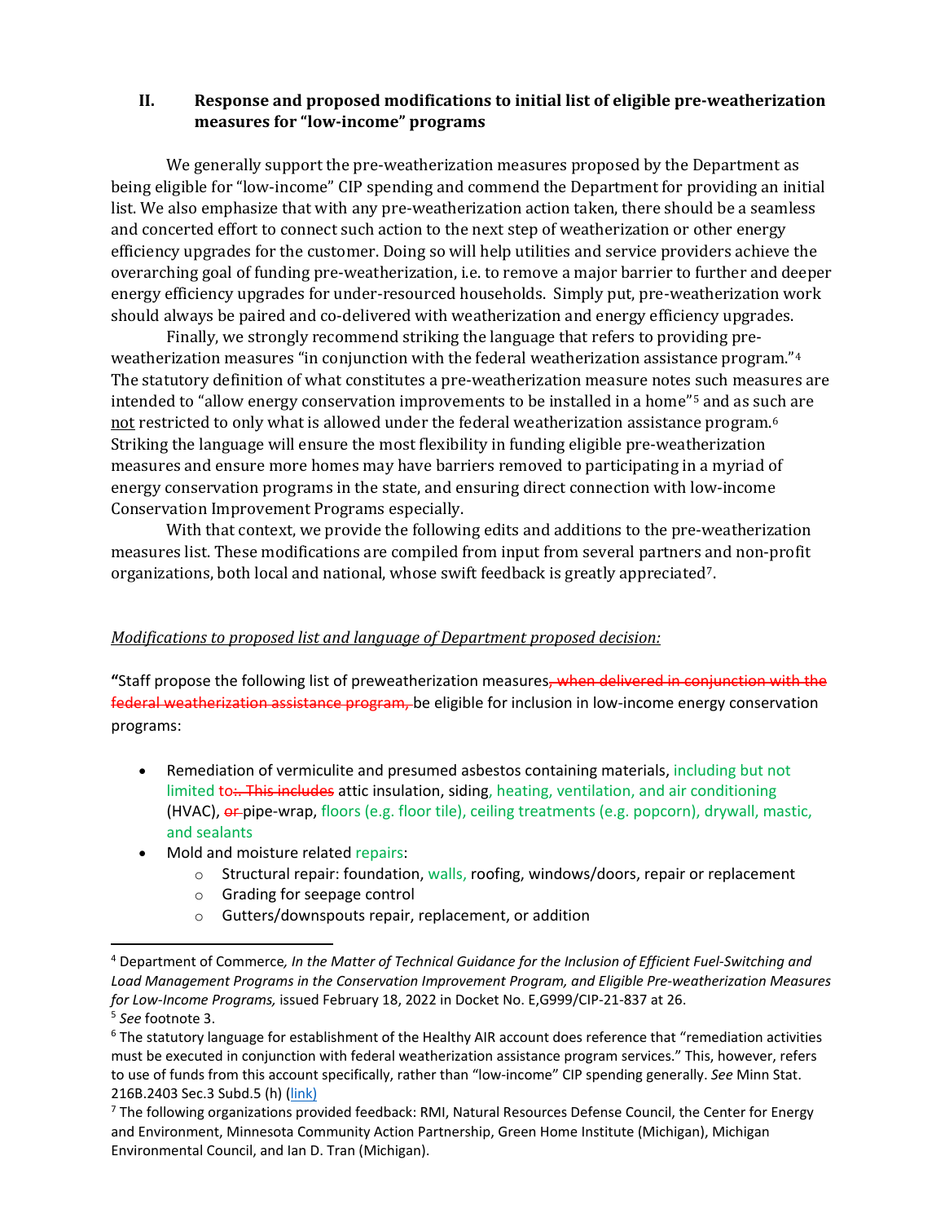## II. Response and proposed modifications to initial list of eligible pre-weatherization measures for "low-income" programs

We generally support the pre-weatherization measures proposed by the Department as being eligible for "low-income" CIP spending and commend the Department for providing an initial list. We also emphasize that with any pre-weatherization action taken, there should be a seamless and concerted effort to connect such action to the next step of weatherization or other energy efficiency upgrades for the customer. Doing so will help utilities and service providers achieve the overarching goal of funding pre-weatherization, i.e. to remove a major barrier to further and deeper energy efficiency upgrades for under-resourced households. Simply put, pre-weatherization work should always be paired and co-delivered with weatherization and energy efficiency upgrades.

Finally, we strongly recommend striking the language that refers to providing pre-weatherization measures "in conjunction with the federal weatherization assistance program."[4] The statutory definition of what constitutes a pre-weatherization measure notes such measures are intended to "allow energy conservation improvements to be installed in a home"[5] and as such are not restricted to only what is allowed under the federal weatherization assistance program.[6] Striking the language will ensure the most flexibility in funding eligible pre-weatherization measures and ensure more homes may have barriers removed to participating in a myriad of energy conservation programs in the state, and ensuring direct connection with low-income Conservation Improvement Programs especially.

With that context, we provide the following edits and additions to the pre-weatherization measures list. These modifications are compiled from input from several partners and non-profit organizations, both local and national, whose swift feedback is greatly appreciated[7].

*Modifications to proposed list and language of Department proposed decision:*

**"**Staff propose the following list of preweatherization measures~~, when delivered in conjunction with the federal weatherization assistance program,~~ be eligible for inclusion in low-income energy conservation programs:

- Remediation of vermiculite and presumed asbestos containing materials, including but not limited to~~:. This includes~~ attic insulation, siding, heating, ventilation, and air conditioning (HVAC), ~~or~~ pipe-wrap, floors (e.g. floor tile), ceiling treatments (e.g. popcorn), drywall, mastic, and sealants
- Mold and moisture related repairs:
  - Structural repair: foundation, walls, roofing, windows/doors, repair or replacement
  - Grading for seepage control
  - Gutters/downspouts repair, replacement, or addition

---

[4] Department of Commerce*, In the Matter of Technical Guidance for the Inclusion of Efficient Fuel-Switching and Load Management Programs in the Conservation Improvement Program, and Eligible Pre-weatherization Measures for Low-Income Programs,* issued February 18, 2022 in Docket No. E,G999/CIP-21-837 at 26.

[5] *See* footnote 3.

[6] The statutory language for establishment of the Healthy AIR account does reference that "remediation activities must be executed in conjunction with federal weatherization assistance program services." This, however, refers to use of funds from this account specifically, rather than "low-income" CIP spending generally. *See* Minn Stat. 216B.2403 Sec.3 Subd.5 (h) (link)

[7] The following organizations provided feedback: RMI, Natural Resources Defense Council, the Center for Energy and Environment, Minnesota Community Action Partnership, Green Home Institute (Michigan), Michigan Environmental Council, and Ian D. Tran (Michigan).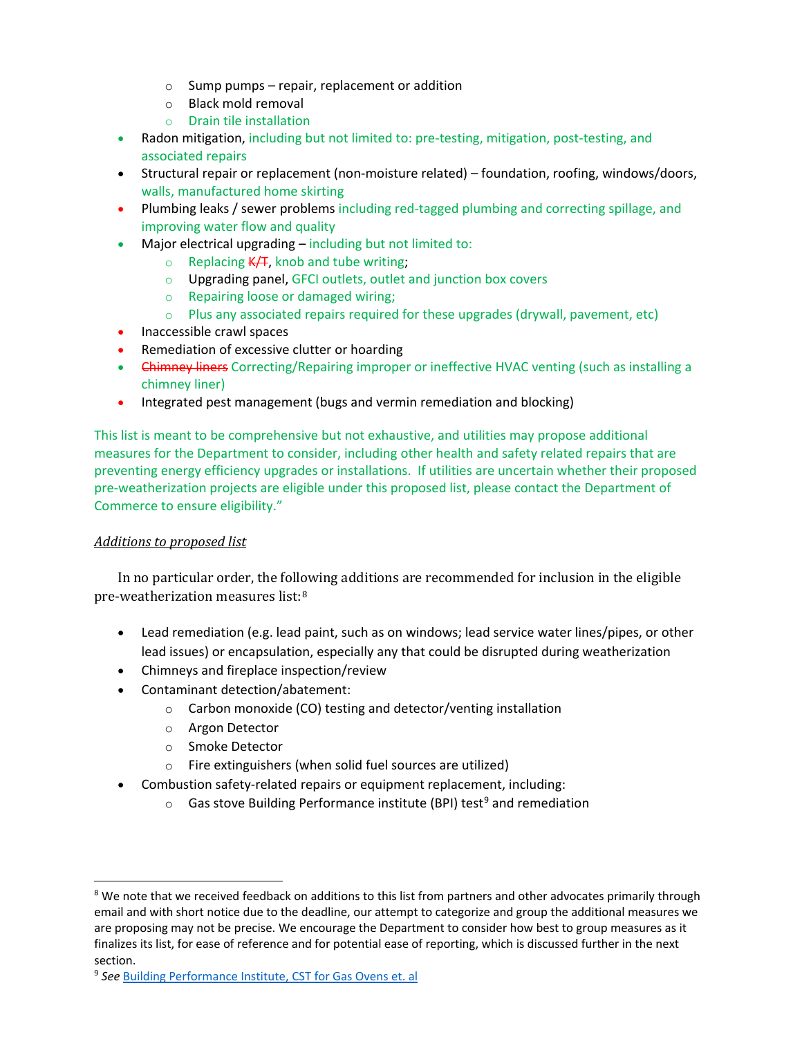- Sump pumps – repair, replacement or addition
  - Black mold removal
  - Drain tile installation
- Radon mitigation, including but not limited to: pre-testing, mitigation, post-testing, and associated repairs
- Structural repair or replacement (non-moisture related) – foundation, roofing, windows/doors, walls, manufactured home skirting
- Plumbing leaks / sewer problems including red-tagged plumbing and correcting spillage, and improving water flow and quality
- Major electrical upgrading – including but not limited to:
  - Replacing ~~K/T~~, knob and tube writing;
  - Upgrading panel, GFCI outlets, outlet and junction box covers
  - Repairing loose or damaged wiring;
  - Plus any associated repairs required for these upgrades (drywall, pavement, etc)
- Inaccessible crawl spaces
- Remediation of excessive clutter or hoarding
- ~~Chimney liners~~ Correcting/Repairing improper or ineffective HVAC venting (such as installing a chimney liner)
- Integrated pest management (bugs and vermin remediation and blocking)

This list is meant to be comprehensive but not exhaustive, and utilities may propose additional measures for the Department to consider, including other health and safety related repairs that are preventing energy efficiency upgrades or installations. If utilities are uncertain whether their proposed pre-weatherization projects are eligible under this proposed list, please contact the Department of Commerce to ensure eligibility."

*Additions to proposed list*

In no particular order, the following additions are recommended for inclusion in the eligible pre-weatherization measures list:[8]

- Lead remediation (e.g. lead paint, such as on windows; lead service water lines/pipes, or other lead issues) or encapsulation, especially any that could be disrupted during weatherization
- Chimneys and fireplace inspection/review
- Contaminant detection/abatement:
  - Carbon monoxide (CO) testing and detector/venting installation
  - Argon Detector
  - Smoke Detector
  - Fire extinguishers (when solid fuel sources are utilized)
- Combustion safety-related repairs or equipment replacement, including:
  - Gas stove Building Performance institute (BPI) test[9] and remediation

[8] We note that we received feedback on additions to this list from partners and other advocates primarily through email and with short notice due to the deadline, our attempt to categorize and group the additional measures we are proposing may not be precise. We encourage the Department to consider how best to group measures as it finalizes its list, for ease of reference and for potential ease of reporting, which is discussed further in the next section.

[9] *See* Building Performance Institute, CST for Gas Ovens et. al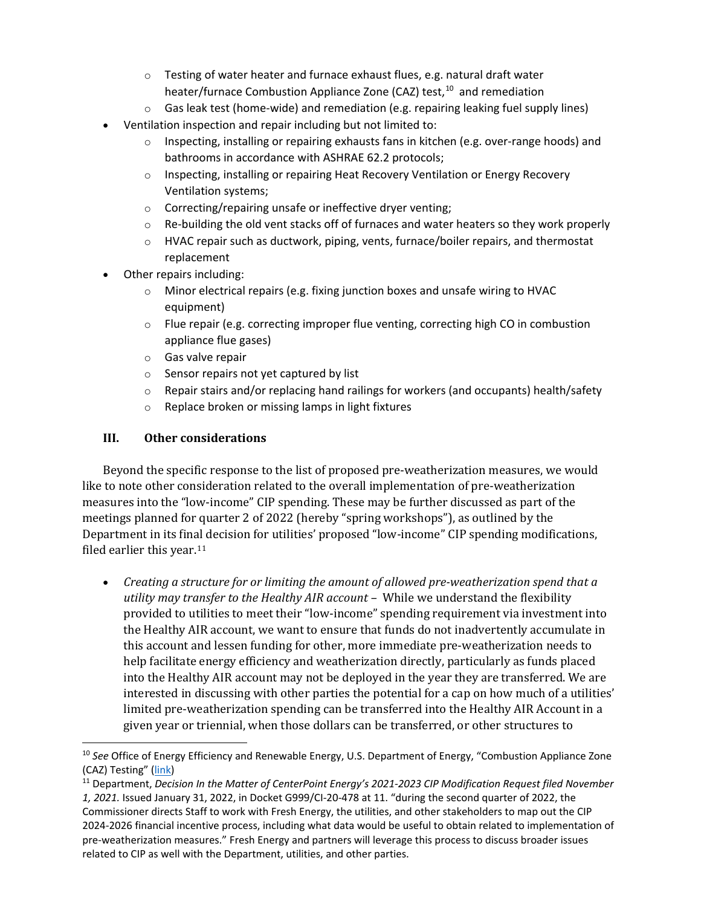- Testing of water heater and furnace exhaust flues, e.g. natural draft water heater/furnace Combustion Appliance Zone (CAZ) test,[10] and remediation
    - Gas leak test (home-wide) and remediation (e.g. repairing leaking fuel supply lines)
- Ventilation inspection and repair including but not limited to:
    - Inspecting, installing or repairing exhausts fans in kitchen (e.g. over-range hoods) and bathrooms in accordance with ASHRAE 62.2 protocols;
    - Inspecting, installing or repairing Heat Recovery Ventilation or Energy Recovery Ventilation systems;
    - Correcting/repairing unsafe or ineffective dryer venting;
    - Re-building the old vent stacks off of furnaces and water heaters so they work properly
    - HVAC repair such as ductwork, piping, vents, furnace/boiler repairs, and thermostat replacement
- Other repairs including:
    - Minor electrical repairs (e.g. fixing junction boxes and unsafe wiring to HVAC equipment)
    - Flue repair (e.g. correcting improper flue venting, correcting high CO in combustion appliance flue gases)
    - Gas valve repair
    - Sensor repairs not yet captured by list
    - Repair stairs and/or replacing hand railings for workers (and occupants) health/safety
    - Replace broken or missing lamps in light fixtures

## III. Other considerations

Beyond the specific response to the list of proposed pre-weatherization measures, we would like to note other consideration related to the overall implementation of pre-weatherization measures into the "low-income" CIP spending. These may be further discussed as part of the meetings planned for quarter 2 of 2022 (hereby "spring workshops"), as outlined by the Department in its final decision for utilities' proposed "low-income" CIP spending modifications, filed earlier this year.[11]

- *Creating a structure for or limiting the amount of allowed pre-weatherization spend that a utility may transfer to the Healthy AIR account* – While we understand the flexibility provided to utilities to meet their "low-income" spending requirement via investment into the Healthy AIR account, we want to ensure that funds do not inadvertently accumulate in this account and lessen funding for other, more immediate pre-weatherization needs to help facilitate energy efficiency and weatherization directly, particularly as funds placed into the Healthy AIR account may not be deployed in the year they are transferred. We are interested in discussing with other parties the potential for a cap on how much of a utilities' limited pre-weatherization spending can be transferred into the Healthy AIR Account in a given year or triennial, when those dollars can be transferred, or other structures to

---

[10] *See* Office of Energy Efficiency and Renewable Energy, U.S. Department of Energy, "Combustion Appliance Zone (CAZ) Testing" (link)

[11] Department, *Decision In the Matter of CenterPoint Energy's 2021-2023 CIP Modification Request filed November 1, 2021.* Issued January 31, 2022, in Docket G999/CI-20-478 at 11. "during the second quarter of 2022, the Commissioner directs Staff to work with Fresh Energy, the utilities, and other stakeholders to map out the CIP 2024-2026 financial incentive process, including what data would be useful to obtain related to implementation of pre-weatherization measures." Fresh Energy and partners will leverage this process to discuss broader issues related to CIP as well with the Department, utilities, and other parties.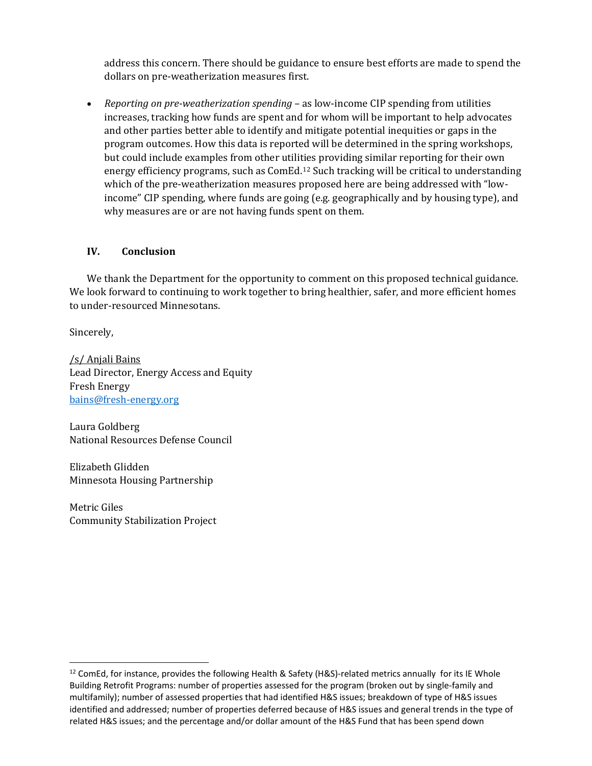address this concern. There should be guidance to ensure best efforts are made to spend the dollars on pre-weatherization measures first.

- *Reporting on pre-weatherization spending* – as low-income CIP spending from utilities increases, tracking how funds are spent and for whom will be important to help advocates and other parties better able to identify and mitigate potential inequities or gaps in the program outcomes. How this data is reported will be determined in the spring workshops, but could include examples from other utilities providing similar reporting for their own energy efficiency programs, such as ComEd.[12] Such tracking will be critical to understanding which of the pre-weatherization measures proposed here are being addressed with "low-income" CIP spending, where funds are going (e.g. geographically and by housing type), and why measures are or are not having funds spent on them.

## IV. Conclusion

We thank the Department for the opportunity to comment on this proposed technical guidance. We look forward to continuing to work together to bring healthier, safer, and more efficient homes to under-resourced Minnesotans.

Sincerely,

/s/ Anjali Bains
Lead Director, Energy Access and Equity
Fresh Energy
bains@fresh-energy.org

Laura Goldberg
National Resources Defense Council

Elizabeth Glidden
Minnesota Housing Partnership

Metric Giles
Community Stabilization Project

---

[12] ComEd, for instance, provides the following Health & Safety (H&S)-related metrics annually for its IE Whole Building Retrofit Programs: number of properties assessed for the program (broken out by single-family and multifamily); number of assessed properties that had identified H&S issues; breakdown of type of H&S issues identified and addressed; number of properties deferred because of H&S issues and general trends in the type of related H&S issues; and the percentage and/or dollar amount of the H&S Fund that has been spend down